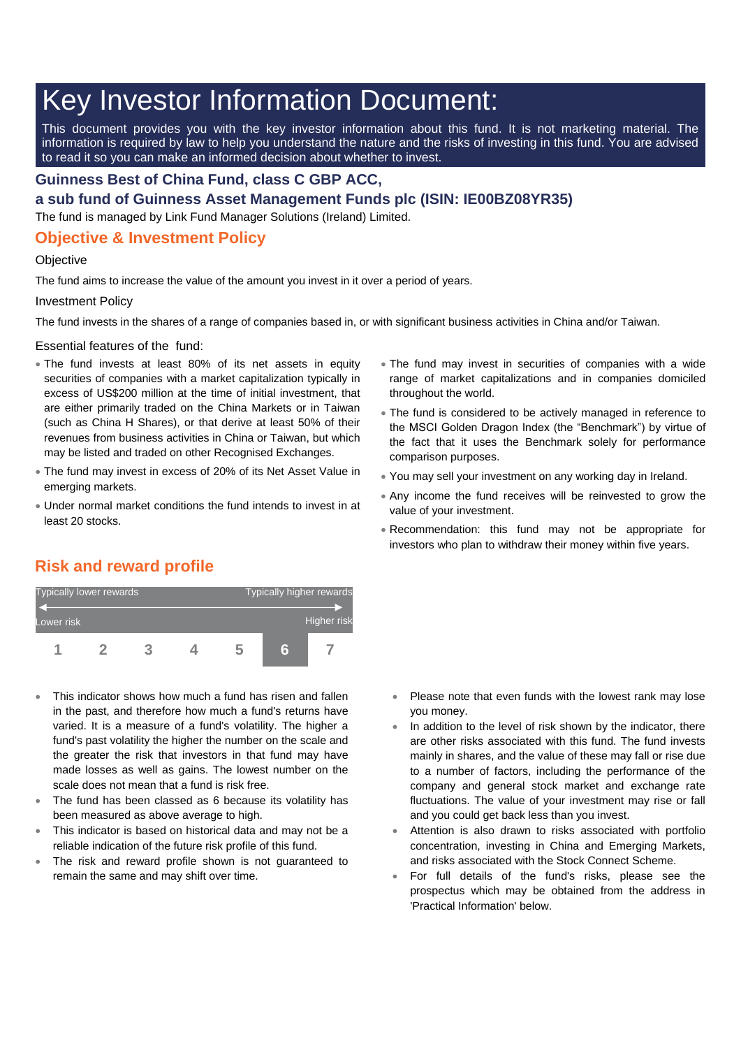# Key Investor Information Document:

This document provides you with the key investor information about this fund. It is not marketing material. The information is required by law to help you understand the nature and the risks of investing in this fund. You are advised to read it so you can make an informed decision about whether to invest.

**Guinness Best of China Fund, class C GBP ACC,**

**a sub fund of Guinness Asset Management Funds plc (ISIN: IE00BZ08YR35)**

The fund is managed by Link Fund Manager Solutions (Ireland) Limited.

## Objective & Investment Policy

Objective

The fund aims to increase the value of the amount you invest in it over a period of years.

Investment Policy

The fund invests in the shares of a range of companies based in, or with significant business activities in China and/or Taiwan.

Essential features of the fund:

- The fund invests at least 80% of its net assets in equity securities of companies with a market capitalization typically in excess of US$200 million at the time of initial investment, that are either primarily traded on the China Markets or in Taiwan (such as China H Shares), or that derive at least 50% of their revenues from business activities in China or Taiwan, but which may be listed and traded on other Recognised Exchanges.
- The fund may invest in excess of 20% of its Net Asset Value in emerging markets.
- Under normal market conditions the fund intends to invest in at least 20 stocks.
- The fund may invest in securities of companies with a wide range of market capitalizations and in companies domiciled throughout the world.
- The fund is considered to be actively managed in reference to the MSCI Golden Dragon Index (the "Benchmark") by virtue of the fact that it uses the Benchmark solely for performance comparison purposes.
- You may sell your investment on any working day in Ireland.
- Any income the fund receives will be reinvested to grow the value of your investment.
- Recommendation: this fund may not be appropriate for investors who plan to withdraw their money within five years.

## Risk and reward profile

| Typically lower rewards | | | | | | Typically higher rewards |
|---|---|---|---|---|---|---|
| Lower risk | | | | | | Higher risk |
| 1 | 2 | 3 | 4 | 5 | **6** | 7 |

- This indicator shows how much a fund has risen and fallen in the past, and therefore how much a fund's returns have varied. It is a measure of a fund's volatility. The higher a fund's past volatility the higher the number on the scale and the greater the risk that investors in that fund may have made losses as well as gains. The lowest number on the scale does not mean that a fund is risk free.
- The fund has been classed as 6 because its volatility has been measured as above average to high.
- This indicator is based on historical data and may not be a reliable indication of the future risk profile of this fund.
- The risk and reward profile shown is not guaranteed to remain the same and may shift over time.
- Please note that even funds with the lowest rank may lose you money.
- In addition to the level of risk shown by the indicator, there are other risks associated with this fund. The fund invests mainly in shares, and the value of these may fall or rise due to a number of factors, including the performance of the company and general stock market and exchange rate fluctuations. The value of your investment may rise or fall and you could get back less than you invest.
- Attention is also drawn to risks associated with portfolio concentration, investing in China and Emerging Markets, and risks associated with the Stock Connect Scheme.
- For full details of the fund's risks, please see the prospectus which may be obtained from the address in 'Practical Information' below.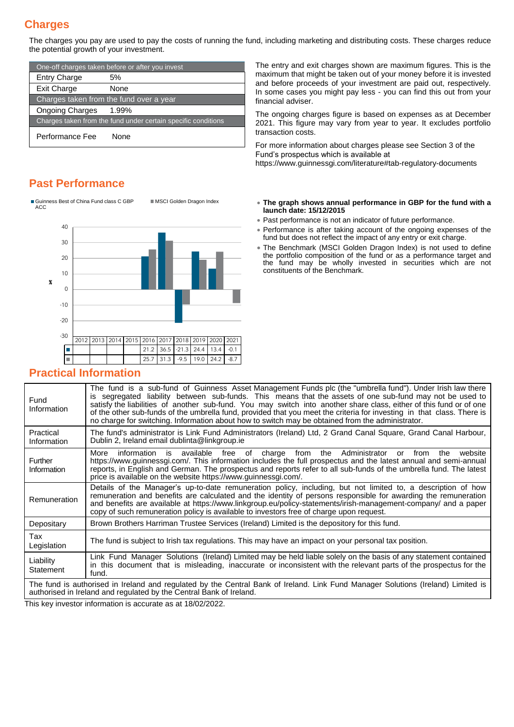## Charges

The charges you pay are used to pay the costs of running the fund, including marketing and distributing costs. These charges reduce the potential growth of your investment.

| One-off charges taken before or after you invest | |
|---|---|
| Entry Charge | 5% |
| Exit Charge | None |
| **Charges taken from the fund over a year** | |
| Ongoing Charges | 1.99% |
| **Charges taken from the fund under certain specific conditions** | |
| Performance Fee | None |

The entry and exit charges shown are maximum figures. This is the maximum that might be taken out of your money before it is invested and before proceeds of your investment are paid out, respectively. In some cases you might pay less - you can find this out from your financial adviser.

The ongoing charges figure is based on expenses as at December 2021. This figure may vary from year to year. It excludes portfolio transaction costs.

For more information about charges please see Section 3 of the Fund's prospectus which is available at https://www.guinnessgi.com/literature#tab-regulatory-documents

## Past Performance

■ Guinness Best of China Fund class C GBP ACC
■ MSCI Golden Dragon Index

%

40
30
20
10
0
-10
-20
-30

2012 2013 2014 2015 2016 2017 2018 2019 2020 2021

■ 21.2 36.5 -21.3 24.4 13.4 -0.1
■ 25.7 31.3 -9.5 19.0 24.2 -8.7

- **The graph shows annual performance in GBP for the fund with a launch date: 15/12/2015**
- Past performance is not an indicator of future performance.
- Performance is after taking account of the ongoing expenses of the fund but does not reflect the impact of any entry or exit charge.
- The Benchmark (MSCI Golden Dragon Index) is not used to define the portfolio composition of the fund or as a performance target and the fund may be wholly invested in securities which are not constituents of the Benchmark.

## Practical Information

| | |
|---|---|
| Fund Information | The fund is a sub-fund of Guinness Asset Management Funds plc (the "umbrella fund"). Under Irish law there is segregated liability between sub-funds. This means that the assets of one sub-fund may not be used to satisfy the liabilities of another sub-fund. You may switch into another share class, either of this fund or of one of the other sub-funds of the umbrella fund, provided that you meet the criteria for investing in that class. There is no charge for switching. Information about how to switch may be obtained from the administrator. |
| Practical Information | The fund's administrator is Link Fund Administrators (Ireland) Ltd, 2 Grand Canal Square, Grand Canal Harbour, Dublin 2, Ireland email dublinta@linkgroup.ie |
| Further Information | More information is available free of charge from the Administrator or from the website https://www.guinnessgi.com/. This information includes the full prospectus and the latest annual and semi-annual reports, in English and German. The prospectus and reports refer to all sub-funds of the umbrella fund. The latest price is available on the website https://www.guinnessgi.com/. |
| Remuneration | Details of the Manager's up-to-date remuneration policy, including, but not limited to, a description of how remuneration and benefits are calculated and the identity of persons responsible for awarding the remuneration and benefits are available at https://www.linkgroup.eu/policy-statements/irish-management-company/ and a paper copy of such remuneration policy is available to investors free of charge upon request. |
| Depositary | Brown Brothers Harriman Trustee Services (Ireland) Limited is the depository for this fund. |
| Tax Legislation | The fund is subject to Irish tax regulations. This may have an impact on your personal tax position. |
| Liability Statement | Link Fund Manager Solutions (Ireland) Limited may be held liable solely on the basis of any statement contained in this document that is misleading, inaccurate or inconsistent with the relevant parts of the prospectus for the fund. |

The fund is authorised in Ireland and regulated by the Central Bank of Ireland. Link Fund Manager Solutions (Ireland) Limited is authorised in Ireland and regulated by the Central Bank of Ireland.

This key investor information is accurate as at 18/02/2022.